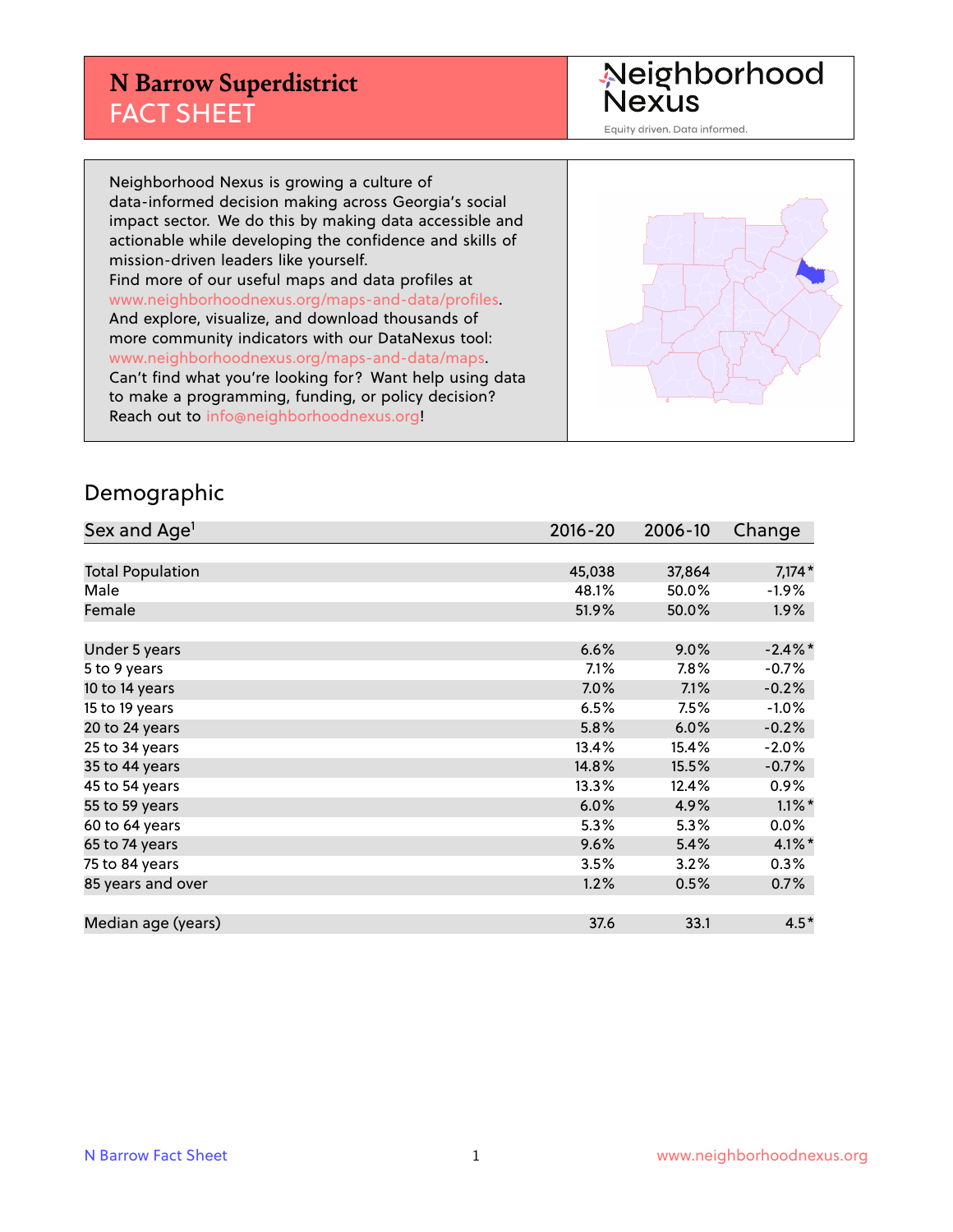# N Barrow Superdistrict
## FACT SHEET

Neighborhood Nexus
Equity driven. Data informed.

Neighborhood Nexus is growing a culture of data-informed decision making across Georgia's social impact sector. We do this by making data accessible and actionable while developing the confidence and skills of mission-driven leaders like yourself.
Find more of our useful maps and data profiles at www.neighborhoodnexus.org/maps-and-data/profiles.
And explore, visualize, and download thousands of more community indicators with our DataNexus tool: www.neighborhoodnexus.org/maps-and-data/maps.
Can't find what you're looking for? Want help using data to make a programming, funding, or policy decision?
Reach out to info@neighborhoodnexus.org!

## Demographic

| Sex and Age[1] | 2016-20 | 2006-10 | Change |
|---|---|---|---|
| Total Population | 45,038 | 37,864 | 7,174* |
| Male | 48.1% | 50.0% | -1.9% |
| Female | 51.9% | 50.0% | 1.9% |
| | | | |
| Under 5 years | 6.6% | 9.0% | -2.4%* |
| 5 to 9 years | 7.1% | 7.8% | -0.7% |
| 10 to 14 years | 7.0% | 7.1% | -0.2% |
| 15 to 19 years | 6.5% | 7.5% | -1.0% |
| 20 to 24 years | 5.8% | 6.0% | -0.2% |
| 25 to 34 years | 13.4% | 15.4% | -2.0% |
| 35 to 44 years | 14.8% | 15.5% | -0.7% |
| 45 to 54 years | 13.3% | 12.4% | 0.9% |
| 55 to 59 years | 6.0% | 4.9% | 1.1%* |
| 60 to 64 years | 5.3% | 5.3% | 0.0% |
| 65 to 74 years | 9.6% | 5.4% | 4.1%* |
| 75 to 84 years | 3.5% | 3.2% | 0.3% |
| 85 years and over | 1.2% | 0.5% | 0.7% |
| | | | |
| Median age (years) | 37.6 | 33.1 | 4.5* |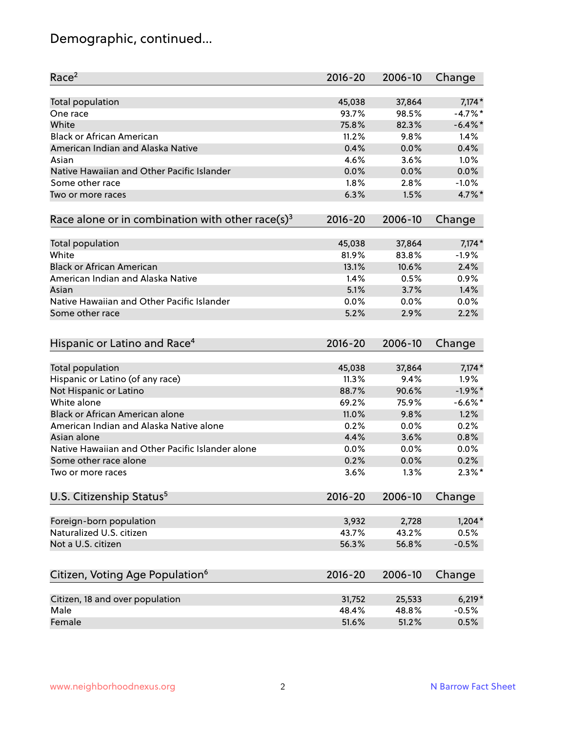# Demographic, continued...

| Race[2] | 2016-20 | 2006-10 | Change |
|---|---|---|---|
| Total population | 45,038 | 37,864 | 7,174* |
| One race | 93.7% | 98.5% | -4.7%* |
| White | 75.8% | 82.3% | -6.4%* |
| Black or African American | 11.2% | 9.8% | 1.4% |
| American Indian and Alaska Native | 0.4% | 0.0% | 0.4% |
| Asian | 4.6% | 3.6% | 1.0% |
| Native Hawaiian and Other Pacific Islander | 0.0% | 0.0% | 0.0% |
| Some other race | 1.8% | 2.8% | -1.0% |
| Two or more races | 6.3% | 1.5% | 4.7%* |

| Race alone or in combination with other race(s)[3] | 2016-20 | 2006-10 | Change |
|---|---|---|---|
| Total population | 45,038 | 37,864 | 7,174* |
| White | 81.9% | 83.8% | -1.9% |
| Black or African American | 13.1% | 10.6% | 2.4% |
| American Indian and Alaska Native | 1.4% | 0.5% | 0.9% |
| Asian | 5.1% | 3.7% | 1.4% |
| Native Hawaiian and Other Pacific Islander | 0.0% | 0.0% | 0.0% |
| Some other race | 5.2% | 2.9% | 2.2% |

| Hispanic or Latino and Race[4] | 2016-20 | 2006-10 | Change |
|---|---|---|---|
| Total population | 45,038 | 37,864 | 7,174* |
| Hispanic or Latino (of any race) | 11.3% | 9.4% | 1.9% |
| Not Hispanic or Latino | 88.7% | 90.6% | -1.9%* |
| White alone | 69.2% | 75.9% | -6.6%* |
| Black or African American alone | 11.0% | 9.8% | 1.2% |
| American Indian and Alaska Native alone | 0.2% | 0.0% | 0.2% |
| Asian alone | 4.4% | 3.6% | 0.8% |
| Native Hawaiian and Other Pacific Islander alone | 0.0% | 0.0% | 0.0% |
| Some other race alone | 0.2% | 0.0% | 0.2% |
| Two or more races | 3.6% | 1.3% | 2.3%* |

| U.S. Citizenship Status[5] | 2016-20 | 2006-10 | Change |
|---|---|---|---|
| Foreign-born population | 3,932 | 2,728 | 1,204* |
| Naturalized U.S. citizen | 43.7% | 43.2% | 0.5% |
| Not a U.S. citizen | 56.3% | 56.8% | -0.5% |

| Citizen, Voting Age Population[6] | 2016-20 | 2006-10 | Change |
|---|---|---|---|
| Citizen, 18 and over population | 31,752 | 25,533 | 6,219* |
| Male | 48.4% | 48.8% | -0.5% |
| Female | 51.6% | 51.2% | 0.5% |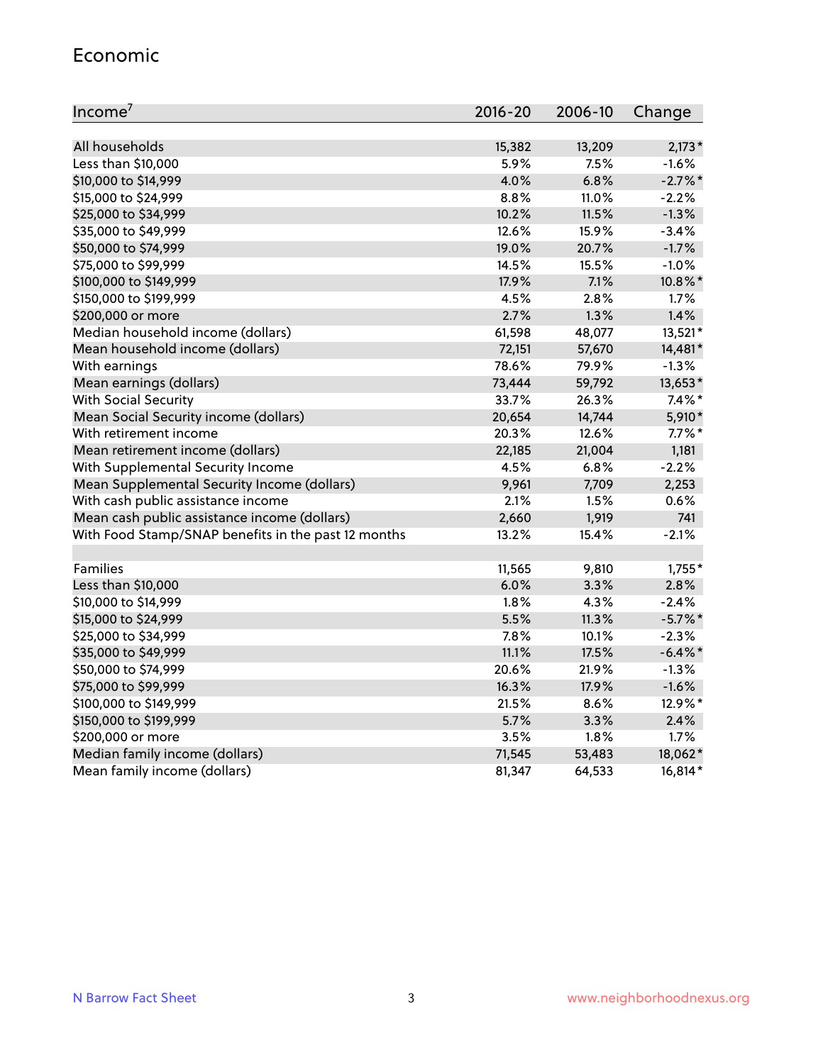## Economic

| Income[7] | 2016-20 | 2006-10 | Change |
|---|---|---|---|
| All households | 15,382 | 13,209 | 2,173* |
| Less than $10,000 | 5.9% | 7.5% | -1.6% |
| $10,000 to $14,999 | 4.0% | 6.8% | -2.7%* |
| $15,000 to $24,999 | 8.8% | 11.0% | -2.2% |
| $25,000 to $34,999 | 10.2% | 11.5% | -1.3% |
| $35,000 to $49,999 | 12.6% | 15.9% | -3.4% |
| $50,000 to $74,999 | 19.0% | 20.7% | -1.7% |
| $75,000 to $99,999 | 14.5% | 15.5% | -1.0% |
| $100,000 to $149,999 | 17.9% | 7.1% | 10.8%* |
| $150,000 to $199,999 | 4.5% | 2.8% | 1.7% |
| $200,000 or more | 2.7% | 1.3% | 1.4% |
| Median household income (dollars) | 61,598 | 48,077 | 13,521* |
| Mean household income (dollars) | 72,151 | 57,670 | 14,481* |
| With earnings | 78.6% | 79.9% | -1.3% |
| Mean earnings (dollars) | 73,444 | 59,792 | 13,653* |
| With Social Security | 33.7% | 26.3% | 7.4%* |
| Mean Social Security income (dollars) | 20,654 | 14,744 | 5,910* |
| With retirement income | 20.3% | 12.6% | 7.7%* |
| Mean retirement income (dollars) | 22,185 | 21,004 | 1,181 |
| With Supplemental Security Income | 4.5% | 6.8% | -2.2% |
| Mean Supplemental Security Income (dollars) | 9,961 | 7,709 | 2,253 |
| With cash public assistance income | 2.1% | 1.5% | 0.6% |
| Mean cash public assistance income (dollars) | 2,660 | 1,919 | 741 |
| With Food Stamp/SNAP benefits in the past 12 months | 13.2% | 15.4% | -2.1% |
| | | | |
| Families | 11,565 | 9,810 | 1,755* |
| Less than $10,000 | 6.0% | 3.3% | 2.8% |
| $10,000 to $14,999 | 1.8% | 4.3% | -2.4% |
| $15,000 to $24,999 | 5.5% | 11.3% | -5.7%* |
| $25,000 to $34,999 | 7.8% | 10.1% | -2.3% |
| $35,000 to $49,999 | 11.1% | 17.5% | -6.4%* |
| $50,000 to $74,999 | 20.6% | 21.9% | -1.3% |
| $75,000 to $99,999 | 16.3% | 17.9% | -1.6% |
| $100,000 to $149,999 | 21.5% | 8.6% | 12.9%* |
| $150,000 to $199,999 | 5.7% | 3.3% | 2.4% |
| $200,000 or more | 3.5% | 1.8% | 1.7% |
| Median family income (dollars) | 71,545 | 53,483 | 18,062* |
| Mean family income (dollars) | 81,347 | 64,533 | 16,814* |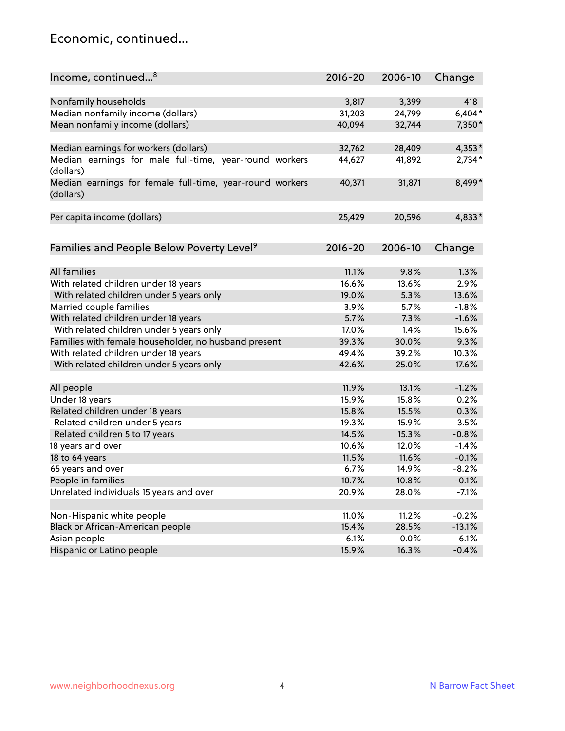# Economic, continued...

| Income, continued...[8] | 2016-20 | 2006-10 | Change |
|---|---|---|---|
| Nonfamily households | 3,817 | 3,399 | 418 |
| Median nonfamily income (dollars) | 31,203 | 24,799 | 6,404* |
| Mean nonfamily income (dollars) | 40,094 | 32,744 | 7,350* |
| Median earnings for workers (dollars) | 32,762 | 28,409 | 4,353* |
| Median earnings for male full-time, year-round workers (dollars) | 44,627 | 41,892 | 2,734* |
| Median earnings for female full-time, year-round workers (dollars) | 40,371 | 31,871 | 8,499* |
| Per capita income (dollars) | 25,429 | 20,596 | 4,833* |

| Families and People Below Poverty Level[9] | 2016-20 | 2006-10 | Change |
|---|---|---|---|
| All families | 11.1% | 9.8% | 1.3% |
| With related children under 18 years | 16.6% | 13.6% | 2.9% |
| With related children under 5 years only | 19.0% | 5.3% | 13.6% |
| Married couple families | 3.9% | 5.7% | -1.8% |
| With related children under 18 years | 5.7% | 7.3% | -1.6% |
| With related children under 5 years only | 17.0% | 1.4% | 15.6% |
| Families with female householder, no husband present | 39.3% | 30.0% | 9.3% |
| With related children under 18 years | 49.4% | 39.2% | 10.3% |
| With related children under 5 years only | 42.6% | 25.0% | 17.6% |
| All people | 11.9% | 13.1% | -1.2% |
| Under 18 years | 15.9% | 15.8% | 0.2% |
| Related children under 18 years | 15.8% | 15.5% | 0.3% |
| Related children under 5 years | 19.3% | 15.9% | 3.5% |
| Related children 5 to 17 years | 14.5% | 15.3% | -0.8% |
| 18 years and over | 10.6% | 12.0% | -1.4% |
| 18 to 64 years | 11.5% | 11.6% | -0.1% |
| 65 years and over | 6.7% | 14.9% | -8.2% |
| People in families | 10.7% | 10.8% | -0.1% |
| Unrelated individuals 15 years and over | 20.9% | 28.0% | -7.1% |
| Non-Hispanic white people | 11.0% | 11.2% | -0.2% |
| Black or African-American people | 15.4% | 28.5% | -13.1% |
| Asian people | 6.1% | 0.0% | 6.1% |
| Hispanic or Latino people | 15.9% | 16.3% | -0.4% |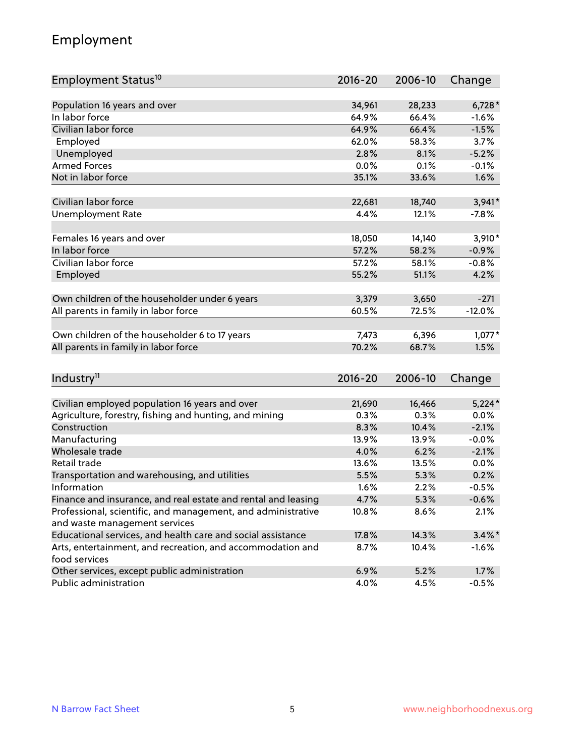## Employment

| Employment Status[10] | 2016-20 | 2006-10 | Change |
|---|---|---|---|
| Population 16 years and over | 34,961 | 28,233 | 6,728* |
| In labor force | 64.9% | 66.4% | -1.6% |
| Civilian labor force | 64.9% | 66.4% | -1.5% |
| Employed | 62.0% | 58.3% | 3.7% |
| Unemployed | 2.8% | 8.1% | -5.2% |
| Armed Forces | 0.0% | 0.1% | -0.1% |
| Not in labor force | 35.1% | 33.6% | 1.6% |
| | | | |
| Civilian labor force | 22,681 | 18,740 | 3,941* |
| Unemployment Rate | 4.4% | 12.1% | -7.8% |
| | | | |
| Females 16 years and over | 18,050 | 14,140 | 3,910* |
| In labor force | 57.2% | 58.2% | -0.9% |
| Civilian labor force | 57.2% | 58.1% | -0.8% |
| Employed | 55.2% | 51.1% | 4.2% |
| | | | |
| Own children of the householder under 6 years | 3,379 | 3,650 | -271 |
| All parents in family in labor force | 60.5% | 72.5% | -12.0% |
| | | | |
| Own children of the householder 6 to 17 years | 7,473 | 6,396 | 1,077* |
| All parents in family in labor force | 70.2% | 68.7% | 1.5% |

| Industry[11] | 2016-20 | 2006-10 | Change |
|---|---|---|---|
| Civilian employed population 16 years and over | 21,690 | 16,466 | 5,224* |
| Agriculture, forestry, fishing and hunting, and mining | 0.3% | 0.3% | 0.0% |
| Construction | 8.3% | 10.4% | -2.1% |
| Manufacturing | 13.9% | 13.9% | -0.0% |
| Wholesale trade | 4.0% | 6.2% | -2.1% |
| Retail trade | 13.6% | 13.5% | 0.0% |
| Transportation and warehousing, and utilities | 5.5% | 5.3% | 0.2% |
| Information | 1.6% | 2.2% | -0.5% |
| Finance and insurance, and real estate and rental and leasing | 4.7% | 5.3% | -0.6% |
| Professional, scientific, and management, and administrative and waste management services | 10.8% | 8.6% | 2.1% |
| Educational services, and health care and social assistance | 17.8% | 14.3% | 3.4%* |
| Arts, entertainment, and recreation, and accommodation and food services | 8.7% | 10.4% | -1.6% |
| Other services, except public administration | 6.9% | 5.2% | 1.7% |
| Public administration | 4.0% | 4.5% | -0.5% |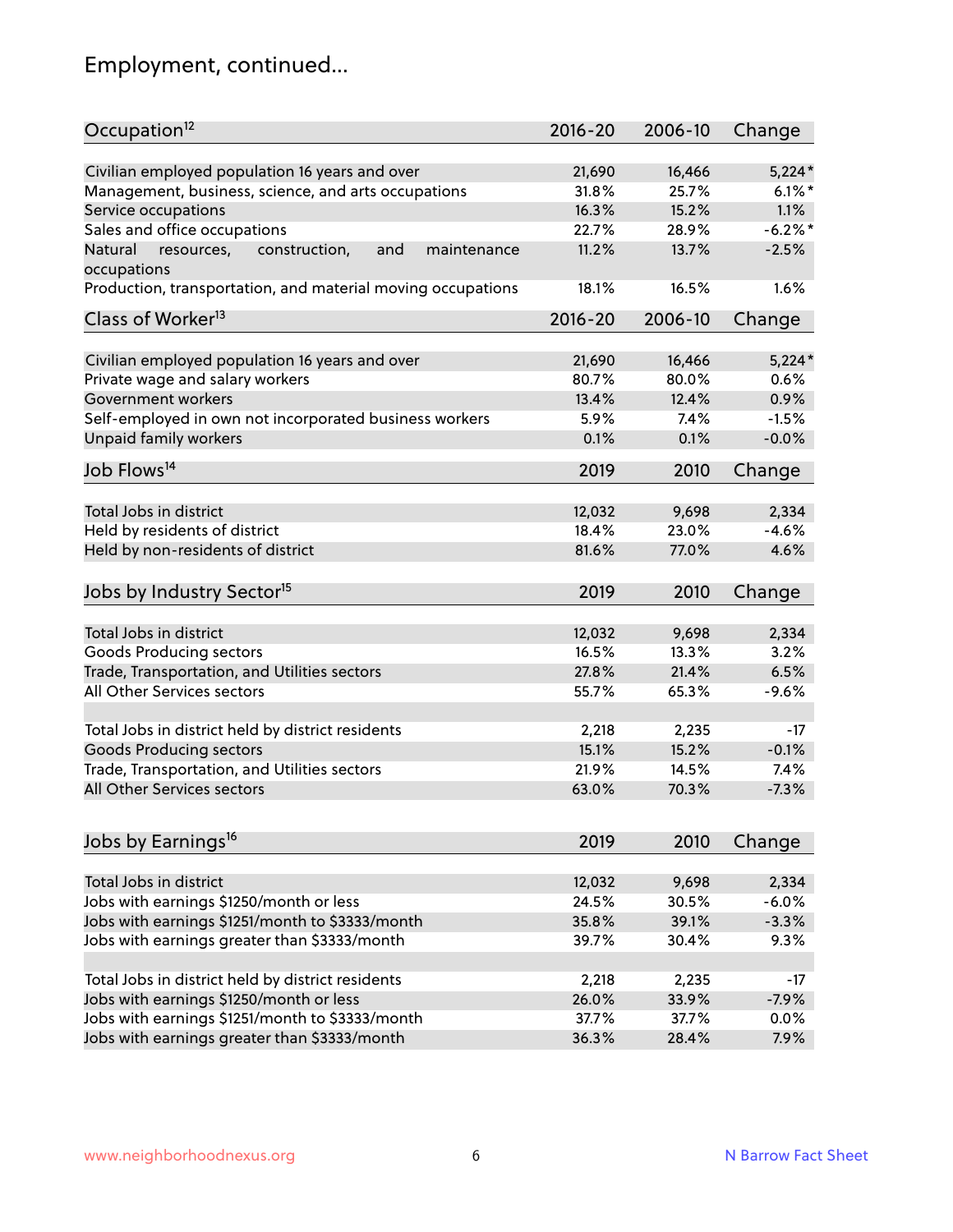# Employment, continued...

| Occupation[12] | 2016-20 | 2006-10 | Change |
|---|---|---|---|
| Civilian employed population 16 years and over | 21,690 | 16,466 | 5,224* |
| Management, business, science, and arts occupations | 31.8% | 25.7% | 6.1%* |
| Service occupations | 16.3% | 15.2% | 1.1% |
| Sales and office occupations | 22.7% | 28.9% | -6.2%* |
| Natural resources, construction, and maintenance occupations | 11.2% | 13.7% | -2.5% |
| Production, transportation, and material moving occupations | 18.1% | 16.5% | 1.6% |

| Class of Worker[13] | 2016-20 | 2006-10 | Change |
|---|---|---|---|
| Civilian employed population 16 years and over | 21,690 | 16,466 | 5,224* |
| Private wage and salary workers | 80.7% | 80.0% | 0.6% |
| Government workers | 13.4% | 12.4% | 0.9% |
| Self-employed in own not incorporated business workers | 5.9% | 7.4% | -1.5% |
| Unpaid family workers | 0.1% | 0.1% | -0.0% |

| Job Flows[14] | 2019 | 2010 | Change |
|---|---|---|---|
| Total Jobs in district | 12,032 | 9,698 | 2,334 |
| Held by residents of district | 18.4% | 23.0% | -4.6% |
| Held by non-residents of district | 81.6% | 77.0% | 4.6% |

| Jobs by Industry Sector[15] | 2019 | 2010 | Change |
|---|---|---|---|
| Total Jobs in district | 12,032 | 9,698 | 2,334 |
| Goods Producing sectors | 16.5% | 13.3% | 3.2% |
| Trade, Transportation, and Utilities sectors | 27.8% | 21.4% | 6.5% |
| All Other Services sectors | 55.7% | 65.3% | -9.6% |
| | | | |
| Total Jobs in district held by district residents | 2,218 | 2,235 | -17 |
| Goods Producing sectors | 15.1% | 15.2% | -0.1% |
| Trade, Transportation, and Utilities sectors | 21.9% | 14.5% | 7.4% |
| All Other Services sectors | 63.0% | 70.3% | -7.3% |

| Jobs by Earnings[16] | 2019 | 2010 | Change |
|---|---|---|---|
| Total Jobs in district | 12,032 | 9,698 | 2,334 |
| Jobs with earnings $1250/month or less | 24.5% | 30.5% | -6.0% |
| Jobs with earnings $1251/month to $3333/month | 35.8% | 39.1% | -3.3% |
| Jobs with earnings greater than $3333/month | 39.7% | 30.4% | 9.3% |
| | | | |
| Total Jobs in district held by district residents | 2,218 | 2,235 | -17 |
| Jobs with earnings $1250/month or less | 26.0% | 33.9% | -7.9% |
| Jobs with earnings $1251/month to $3333/month | 37.7% | 37.7% | 0.0% |
| Jobs with earnings greater than $3333/month | 36.3% | 28.4% | 7.9% |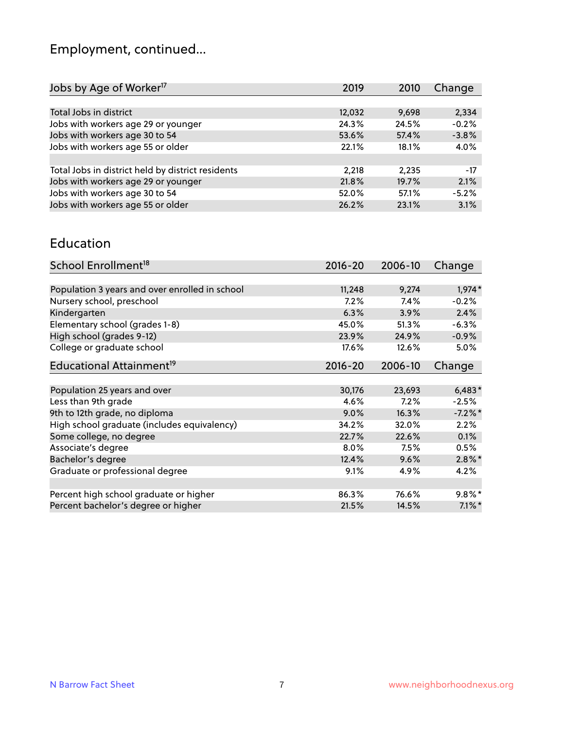# Employment, continued...

| Jobs by Age of Worker[17] | 2019 | 2010 | Change |
|---|---|---|---|
| Total Jobs in district | 12,032 | 9,698 | 2,334 |
| Jobs with workers age 29 or younger | 24.3% | 24.5% | -0.2% |
| Jobs with workers age 30 to 54 | 53.6% | 57.4% | -3.8% |
| Jobs with workers age 55 or older | 22.1% | 18.1% | 4.0% |
| | | | |
| Total Jobs in district held by district residents | 2,218 | 2,235 | -17 |
| Jobs with workers age 29 or younger | 21.8% | 19.7% | 2.1% |
| Jobs with workers age 30 to 54 | 52.0% | 57.1% | -5.2% |
| Jobs with workers age 55 or older | 26.2% | 23.1% | 3.1% |

# Education

| School Enrollment[18] | 2016-20 | 2006-10 | Change |
|---|---|---|---|
| Population 3 years and over enrolled in school | 11,248 | 9,274 | 1,974* |
| Nursery school, preschool | 7.2% | 7.4% | -0.2% |
| Kindergarten | 6.3% | 3.9% | 2.4% |
| Elementary school (grades 1-8) | 45.0% | 51.3% | -6.3% |
| High school (grades 9-12) | 23.9% | 24.9% | -0.9% |
| College or graduate school | 17.6% | 12.6% | 5.0% |

| Educational Attainment[19] | 2016-20 | 2006-10 | Change |
|---|---|---|---|
| Population 25 years and over | 30,176 | 23,693 | 6,483* |
| Less than 9th grade | 4.6% | 7.2% | -2.5% |
| 9th to 12th grade, no diploma | 9.0% | 16.3% | -7.2%* |
| High school graduate (includes equivalency) | 34.2% | 32.0% | 2.2% |
| Some college, no degree | 22.7% | 22.6% | 0.1% |
| Associate's degree | 8.0% | 7.5% | 0.5% |
| Bachelor's degree | 12.4% | 9.6% | 2.8%* |
| Graduate or professional degree | 9.1% | 4.9% | 4.2% |
| | | | |
| Percent high school graduate or higher | 86.3% | 76.6% | 9.8%* |
| Percent bachelor's degree or higher | 21.5% | 14.5% | 7.1%* |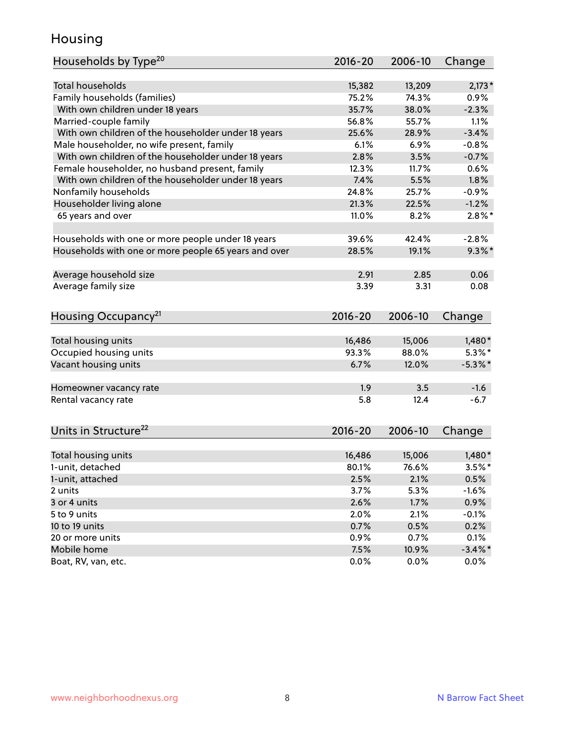# Housing

| Households by Type[20] | 2016-20 | 2006-10 | Change |
|---|---|---|---|
| Total households | 15,382 | 13,209 | 2,173* |
| Family households (families) | 75.2% | 74.3% | 0.9% |
| With own children under 18 years | 35.7% | 38.0% | -2.3% |
| Married-couple family | 56.8% | 55.7% | 1.1% |
| With own children of the householder under 18 years | 25.6% | 28.9% | -3.4% |
| Male householder, no wife present, family | 6.1% | 6.9% | -0.8% |
| With own children of the householder under 18 years | 2.8% | 3.5% | -0.7% |
| Female householder, no husband present, family | 12.3% | 11.7% | 0.6% |
| With own children of the householder under 18 years | 7.4% | 5.5% | 1.8% |
| Nonfamily households | 24.8% | 25.7% | -0.9% |
| Householder living alone | 21.3% | 22.5% | -1.2% |
| 65 years and over | 11.0% | 8.2% | 2.8%* |
| | | | |
| Households with one or more people under 18 years | 39.6% | 42.4% | -2.8% |
| Households with one or more people 65 years and over | 28.5% | 19.1% | 9.3%* |
| | | | |
| Average household size | 2.91 | 2.85 | 0.06 |
| Average family size | 3.39 | 3.31 | 0.08 |

| Housing Occupancy[21] | 2016-20 | 2006-10 | Change |
|---|---|---|---|
| Total housing units | 16,486 | 15,006 | 1,480* |
| Occupied housing units | 93.3% | 88.0% | 5.3%* |
| Vacant housing units | 6.7% | 12.0% | -5.3%* |
| | | | |
| Homeowner vacancy rate | 1.9 | 3.5 | -1.6 |
| Rental vacancy rate | 5.8 | 12.4 | -6.7 |

| Units in Structure[22] | 2016-20 | 2006-10 | Change |
|---|---|---|---|
| Total housing units | 16,486 | 15,006 | 1,480* |
| 1-unit, detached | 80.1% | 76.6% | 3.5%* |
| 1-unit, attached | 2.5% | 2.1% | 0.5% |
| 2 units | 3.7% | 5.3% | -1.6% |
| 3 or 4 units | 2.6% | 1.7% | 0.9% |
| 5 to 9 units | 2.0% | 2.1% | -0.1% |
| 10 to 19 units | 0.7% | 0.5% | 0.2% |
| 20 or more units | 0.9% | 0.7% | 0.1% |
| Mobile home | 7.5% | 10.9% | -3.4%* |
| Boat, RV, van, etc. | 0.0% | 0.0% | 0.0% |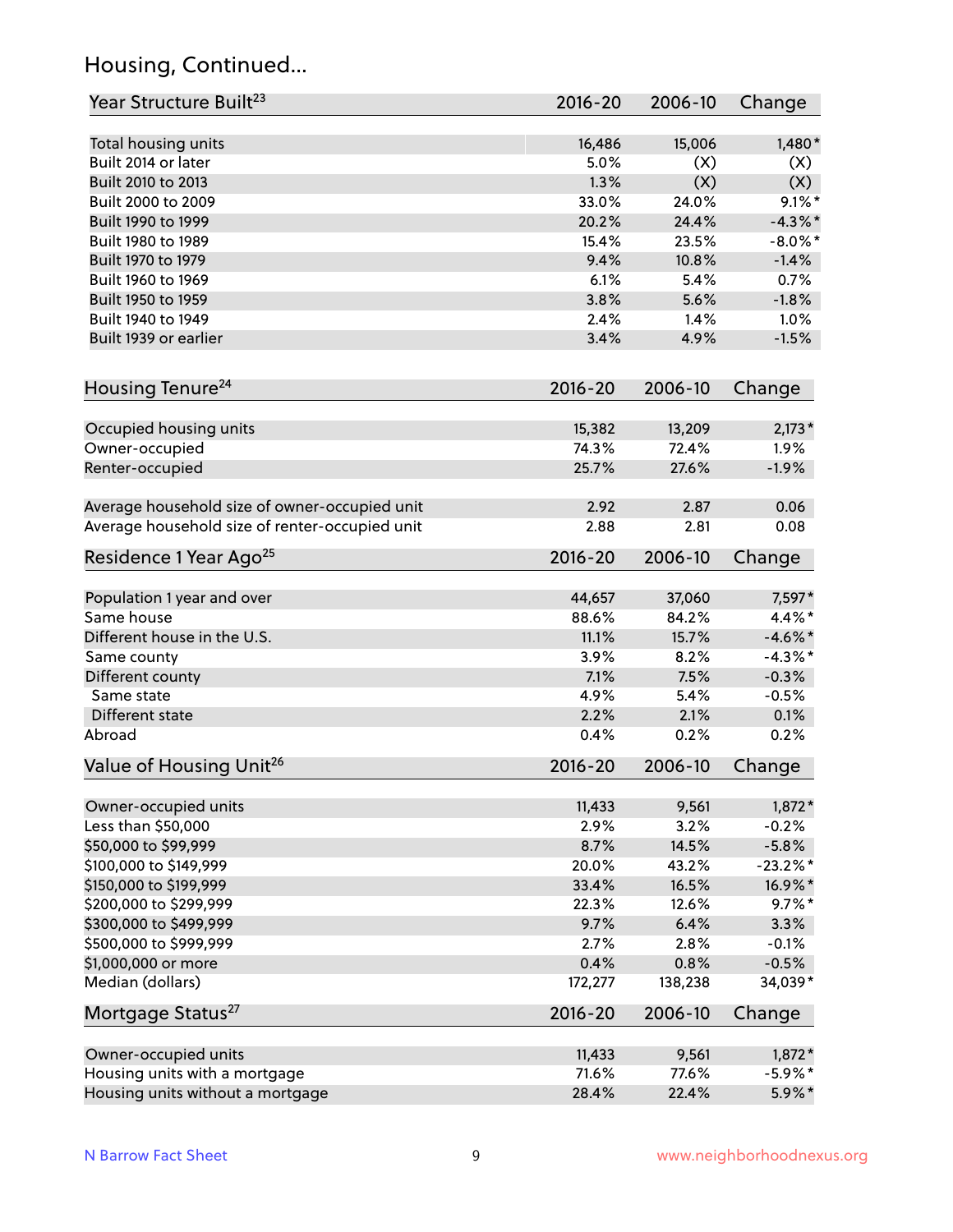## Housing, Continued...

| Year Structure Built[23] | 2016-20 | 2006-10 | Change |
|---|---|---|---|
| Total housing units | 16,486 | 15,006 | 1,480* |
| Built 2014 or later | 5.0% | (X) | (X) |
| Built 2010 to 2013 | 1.3% | (X) | (X) |
| Built 2000 to 2009 | 33.0% | 24.0% | 9.1%* |
| Built 1990 to 1999 | 20.2% | 24.4% | -4.3%* |
| Built 1980 to 1989 | 15.4% | 23.5% | -8.0%* |
| Built 1970 to 1979 | 9.4% | 10.8% | -1.4% |
| Built 1960 to 1969 | 6.1% | 5.4% | 0.7% |
| Built 1950 to 1959 | 3.8% | 5.6% | -1.8% |
| Built 1940 to 1949 | 2.4% | 1.4% | 1.0% |
| Built 1939 or earlier | 3.4% | 4.9% | -1.5% |

| Housing Tenure[24] | 2016-20 | 2006-10 | Change |
|---|---|---|---|
| Occupied housing units | 15,382 | 13,209 | 2,173* |
| Owner-occupied | 74.3% | 72.4% | 1.9% |
| Renter-occupied | 25.7% | 27.6% | -1.9% |
| Average household size of owner-occupied unit | 2.92 | 2.87 | 0.06 |
| Average household size of renter-occupied unit | 2.88 | 2.81 | 0.08 |

| Residence 1 Year Ago[25] | 2016-20 | 2006-10 | Change |
|---|---|---|---|
| Population 1 year and over | 44,657 | 37,060 | 7,597* |
| Same house | 88.6% | 84.2% | 4.4%* |
| Different house in the U.S. | 11.1% | 15.7% | -4.6%* |
| Same county | 3.9% | 8.2% | -4.3%* |
| Different county | 7.1% | 7.5% | -0.3% |
| Same state | 4.9% | 5.4% | -0.5% |
| Different state | 2.2% | 2.1% | 0.1% |
| Abroad | 0.4% | 0.2% | 0.2% |

| Value of Housing Unit[26] | 2016-20 | 2006-10 | Change |
|---|---|---|---|
| Owner-occupied units | 11,433 | 9,561 | 1,872* |
| Less than $50,000 | 2.9% | 3.2% | -0.2% |
| $50,000 to $99,999 | 8.7% | 14.5% | -5.8% |
| $100,000 to $149,999 | 20.0% | 43.2% | -23.2%* |
| $150,000 to $199,999 | 33.4% | 16.5% | 16.9%* |
| $200,000 to $299,999 | 22.3% | 12.6% | 9.7%* |
| $300,000 to $499,999 | 9.7% | 6.4% | 3.3% |
| $500,000 to $999,999 | 2.7% | 2.8% | -0.1% |
| $1,000,000 or more | 0.4% | 0.8% | -0.5% |
| Median (dollars) | 172,277 | 138,238 | 34,039* |

| Mortgage Status[27] | 2016-20 | 2006-10 | Change |
|---|---|---|---|
| Owner-occupied units | 11,433 | 9,561 | 1,872* |
| Housing units with a mortgage | 71.6% | 77.6% | -5.9%* |
| Housing units without a mortgage | 28.4% | 22.4% | 5.9%* |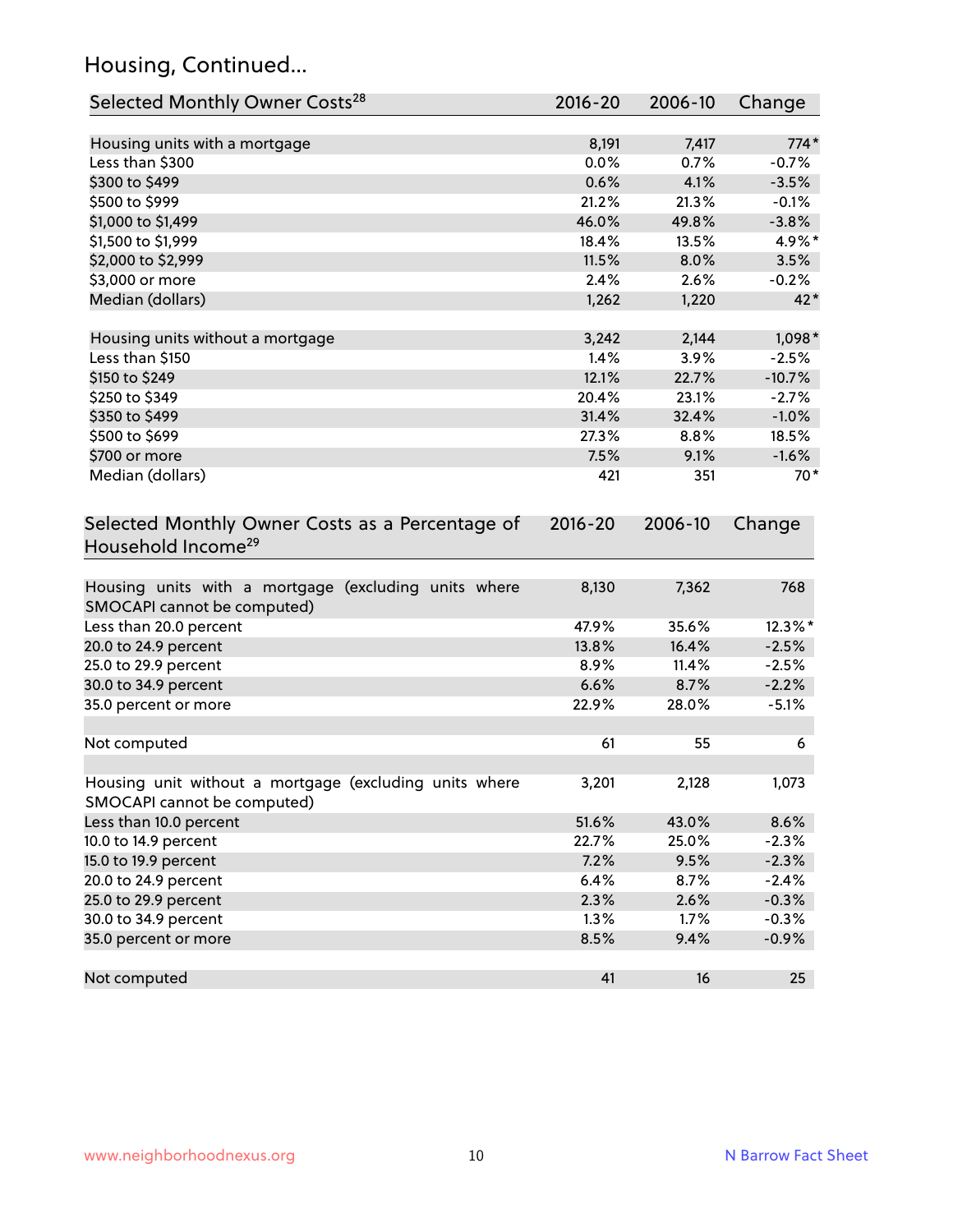## Housing, Continued...

| Selected Monthly Owner Costs[28] | 2016-20 | 2006-10 | Change |
|---|---|---|---|
| Housing units with a mortgage | 8,191 | 7,417 | 774* |
| Less than $300 | 0.0% | 0.7% | -0.7% |
| $300 to $499 | 0.6% | 4.1% | -3.5% |
| $500 to $999 | 21.2% | 21.3% | -0.1% |
| $1,000 to $1,499 | 46.0% | 49.8% | -3.8% |
| $1,500 to $1,999 | 18.4% | 13.5% | 4.9%* |
| $2,000 to $2,999 | 11.5% | 8.0% | 3.5% |
| $3,000 or more | 2.4% | 2.6% | -0.2% |
| Median (dollars) | 1,262 | 1,220 | 42* |
| | | | |
| Housing units without a mortgage | 3,242 | 2,144 | 1,098* |
| Less than $150 | 1.4% | 3.9% | -2.5% |
| $150 to $249 | 12.1% | 22.7% | -10.7% |
| $250 to $349 | 20.4% | 23.1% | -2.7% |
| $350 to $499 | 31.4% | 32.4% | -1.0% |
| $500 to $699 | 27.3% | 8.8% | 18.5% |
| $700 or more | 7.5% | 9.1% | -1.6% |
| Median (dollars) | 421 | 351 | 70* |

| Selected Monthly Owner Costs as a Percentage of Household Income[29] | 2016-20 | 2006-10 | Change |
|---|---|---|---|
| Housing units with a mortgage (excluding units where SMOCAPI cannot be computed) | 8,130 | 7,362 | 768 |
| Less than 20.0 percent | 47.9% | 35.6% | 12.3%* |
| 20.0 to 24.9 percent | 13.8% | 16.4% | -2.5% |
| 25.0 to 29.9 percent | 8.9% | 11.4% | -2.5% |
| 30.0 to 34.9 percent | 6.6% | 8.7% | -2.2% |
| 35.0 percent or more | 22.9% | 28.0% | -5.1% |
| | | | |
| Not computed | 61 | 55 | 6 |
| | | | |
| Housing unit without a mortgage (excluding units where SMOCAPI cannot be computed) | 3,201 | 2,128 | 1,073 |
| Less than 10.0 percent | 51.6% | 43.0% | 8.6% |
| 10.0 to 14.9 percent | 22.7% | 25.0% | -2.3% |
| 15.0 to 19.9 percent | 7.2% | 9.5% | -2.3% |
| 20.0 to 24.9 percent | 6.4% | 8.7% | -2.4% |
| 25.0 to 29.9 percent | 2.3% | 2.6% | -0.3% |
| 30.0 to 34.9 percent | 1.3% | 1.7% | -0.3% |
| 35.0 percent or more | 8.5% | 9.4% | -0.9% |
| | | | |
| Not computed | 41 | 16 | 25 |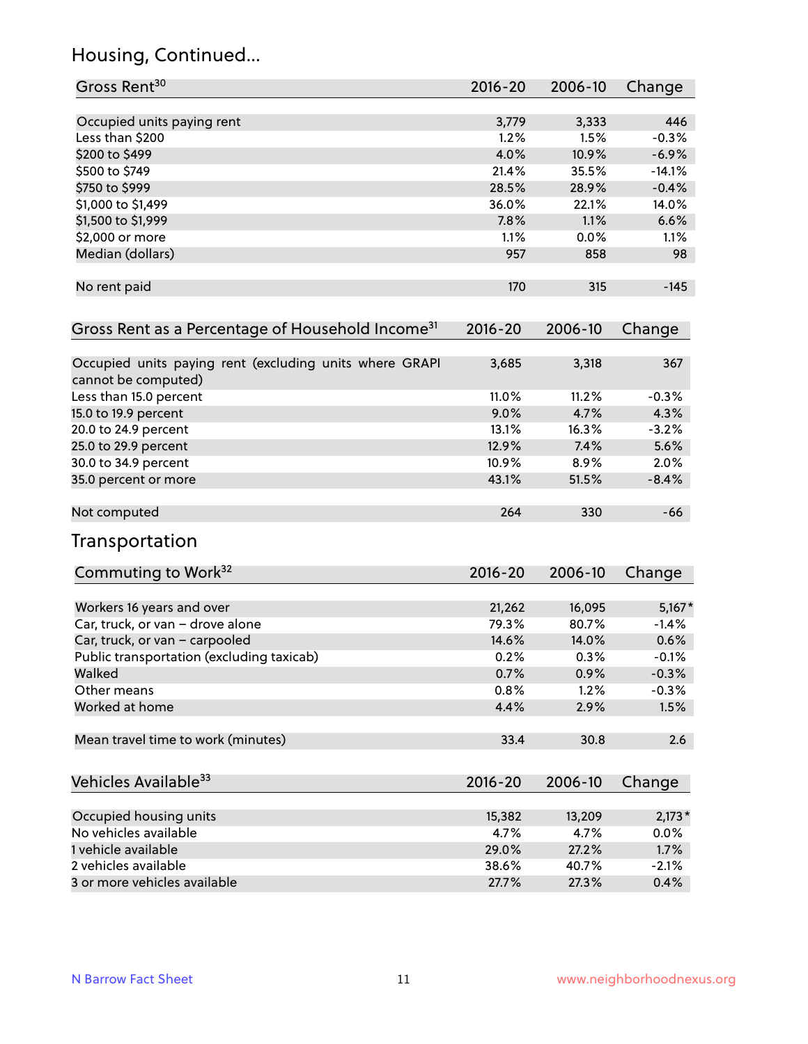## Housing, Continued...

| Gross Rent[30] | 2016-20 | 2006-10 | Change |
|---|---|---|---|
| Occupied units paying rent | 3,779 | 3,333 | 446 |
| Less than $200 | 1.2% | 1.5% | -0.3% |
| $200 to $499 | 4.0% | 10.9% | -6.9% |
| $500 to $749 | 21.4% | 35.5% | -14.1% |
| $750 to $999 | 28.5% | 28.9% | -0.4% |
| $1,000 to $1,499 | 36.0% | 22.1% | 14.0% |
| $1,500 to $1,999 | 7.8% | 1.1% | 6.6% |
| $2,000 or more | 1.1% | 0.0% | 1.1% |
| Median (dollars) | 957 | 858 | 98 |
| No rent paid | 170 | 315 | -145 |

| Gross Rent as a Percentage of Household Income[31] | 2016-20 | 2006-10 | Change |
|---|---|---|---|
| Occupied units paying rent (excluding units where GRAPI cannot be computed) | 3,685 | 3,318 | 367 |
| Less than 15.0 percent | 11.0% | 11.2% | -0.3% |
| 15.0 to 19.9 percent | 9.0% | 4.7% | 4.3% |
| 20.0 to 24.9 percent | 13.1% | 16.3% | -3.2% |
| 25.0 to 29.9 percent | 12.9% | 7.4% | 5.6% |
| 30.0 to 34.9 percent | 10.9% | 8.9% | 2.0% |
| 35.0 percent or more | 43.1% | 51.5% | -8.4% |
| Not computed | 264 | 330 | -66 |

## Transportation

| Commuting to Work[32] | 2016-20 | 2006-10 | Change |
|---|---|---|---|
| Workers 16 years and over | 21,262 | 16,095 | 5,167* |
| Car, truck, or van – drove alone | 79.3% | 80.7% | -1.4% |
| Car, truck, or van – carpooled | 14.6% | 14.0% | 0.6% |
| Public transportation (excluding taxicab) | 0.2% | 0.3% | -0.1% |
| Walked | 0.7% | 0.9% | -0.3% |
| Other means | 0.8% | 1.2% | -0.3% |
| Worked at home | 4.4% | 2.9% | 1.5% |
| Mean travel time to work (minutes) | 33.4 | 30.8 | 2.6 |

| Vehicles Available[33] | 2016-20 | 2006-10 | Change |
|---|---|---|---|
| Occupied housing units | 15,382 | 13,209 | 2,173* |
| No vehicles available | 4.7% | 4.7% | 0.0% |
| 1 vehicle available | 29.0% | 27.2% | 1.7% |
| 2 vehicles available | 38.6% | 40.7% | -2.1% |
| 3 or more vehicles available | 27.7% | 27.3% | 0.4% |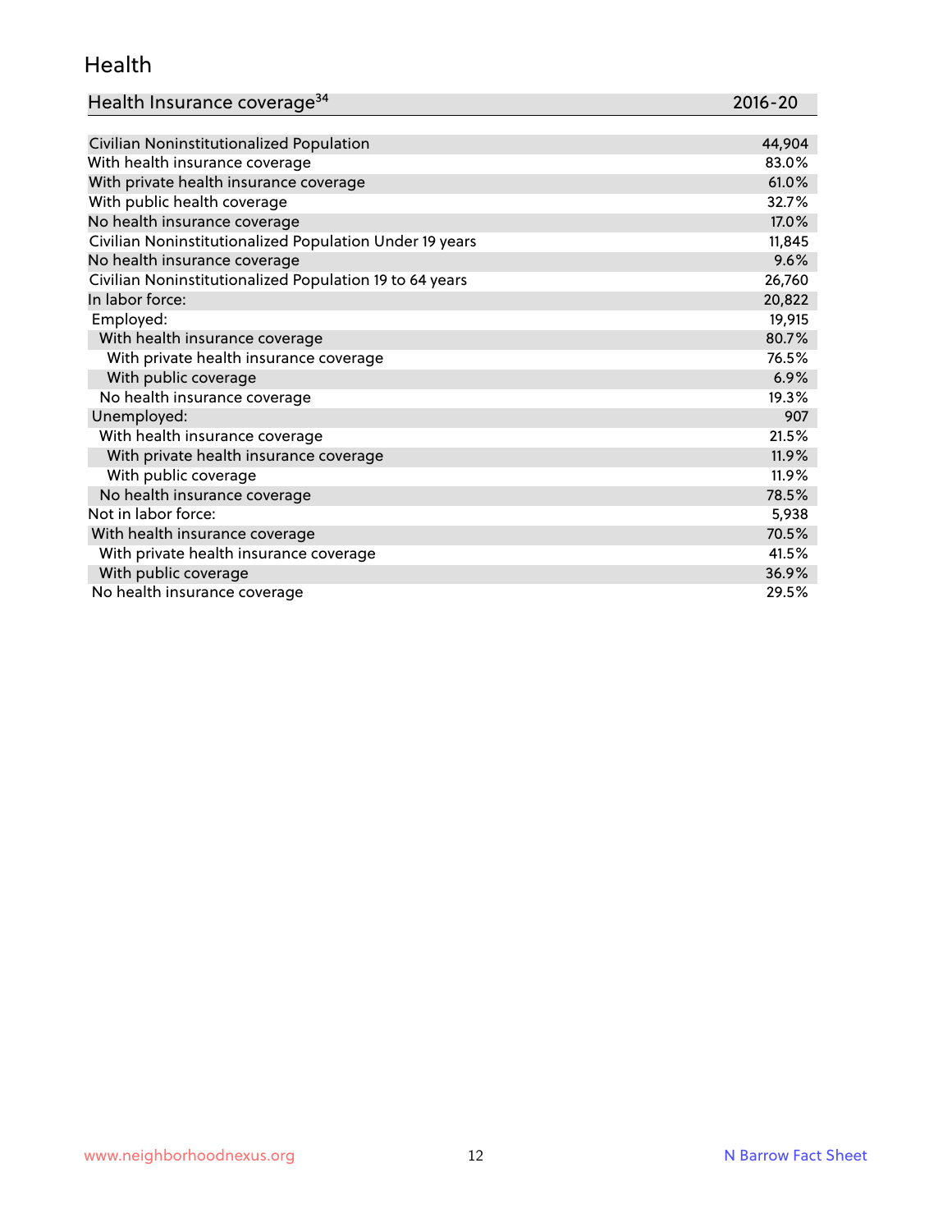## Health

| Health Insurance coverage[34] | 2016-20 |
|---|---|
| Civilian Noninstitutionalized Population | 44,904 |
| With health insurance coverage | 83.0% |
| With private health insurance coverage | 61.0% |
| With public health coverage | 32.7% |
| No health insurance coverage | 17.0% |
| Civilian Noninstitutionalized Population Under 19 years | 11,845 |
| No health insurance coverage | 9.6% |
| Civilian Noninstitutionalized Population 19 to 64 years | 26,760 |
| In labor force: | 20,822 |
| Employed: | 19,915 |
| With health insurance coverage | 80.7% |
| With private health insurance coverage | 76.5% |
| With public coverage | 6.9% |
| No health insurance coverage | 19.3% |
| Unemployed: | 907 |
| With health insurance coverage | 21.5% |
| With private health insurance coverage | 11.9% |
| With public coverage | 11.9% |
| No health insurance coverage | 78.5% |
| Not in labor force: | 5,938 |
| With health insurance coverage | 70.5% |
| With private health insurance coverage | 41.5% |
| With public coverage | 36.9% |
| No health insurance coverage | 29.5% |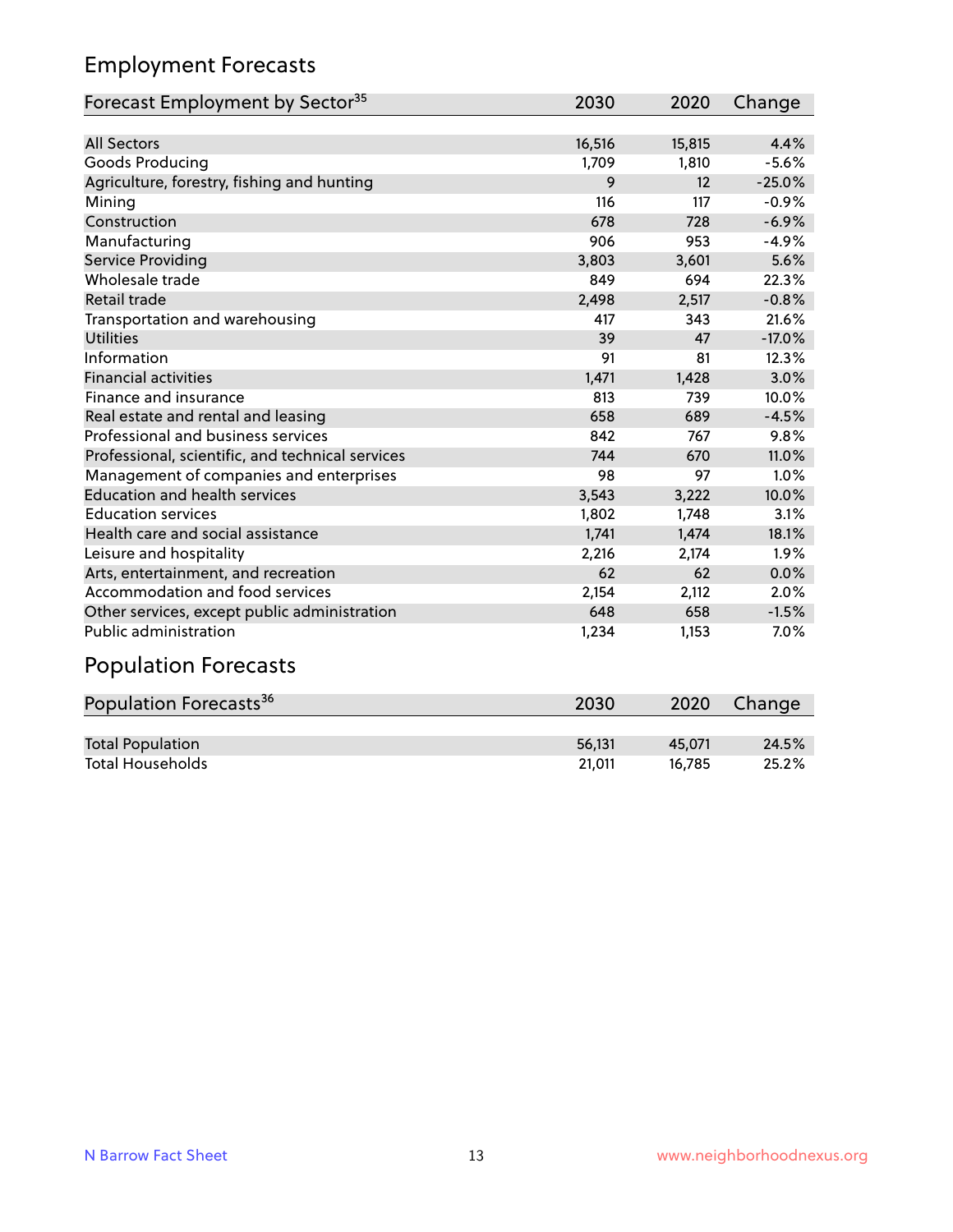## Employment Forecasts

| Forecast Employment by Sector[35] | 2030 | 2020 | Change |
|---|---|---|---|
| All Sectors | 16,516 | 15,815 | 4.4% |
| Goods Producing | 1,709 | 1,810 | -5.6% |
| Agriculture, forestry, fishing and hunting | 9 | 12 | -25.0% |
| Mining | 116 | 117 | -0.9% |
| Construction | 678 | 728 | -6.9% |
| Manufacturing | 906 | 953 | -4.9% |
| Service Providing | 3,803 | 3,601 | 5.6% |
| Wholesale trade | 849 | 694 | 22.3% |
| Retail trade | 2,498 | 2,517 | -0.8% |
| Transportation and warehousing | 417 | 343 | 21.6% |
| Utilities | 39 | 47 | -17.0% |
| Information | 91 | 81 | 12.3% |
| Financial activities | 1,471 | 1,428 | 3.0% |
| Finance and insurance | 813 | 739 | 10.0% |
| Real estate and rental and leasing | 658 | 689 | -4.5% |
| Professional and business services | 842 | 767 | 9.8% |
| Professional, scientific, and technical services | 744 | 670 | 11.0% |
| Management of companies and enterprises | 98 | 97 | 1.0% |
| Education and health services | 3,543 | 3,222 | 10.0% |
| Education services | 1,802 | 1,748 | 3.1% |
| Health care and social assistance | 1,741 | 1,474 | 18.1% |
| Leisure and hospitality | 2,216 | 2,174 | 1.9% |
| Arts, entertainment, and recreation | 62 | 62 | 0.0% |
| Accommodation and food services | 2,154 | 2,112 | 2.0% |
| Other services, except public administration | 648 | 658 | -1.5% |
| Public administration | 1,234 | 1,153 | 7.0% |

## Population Forecasts

| Population Forecasts[36] | 2030 | 2020 | Change |
|---|---|---|---|
| Total Population | 56,131 | 45,071 | 24.5% |
| Total Households | 21,011 | 16,785 | 25.2% |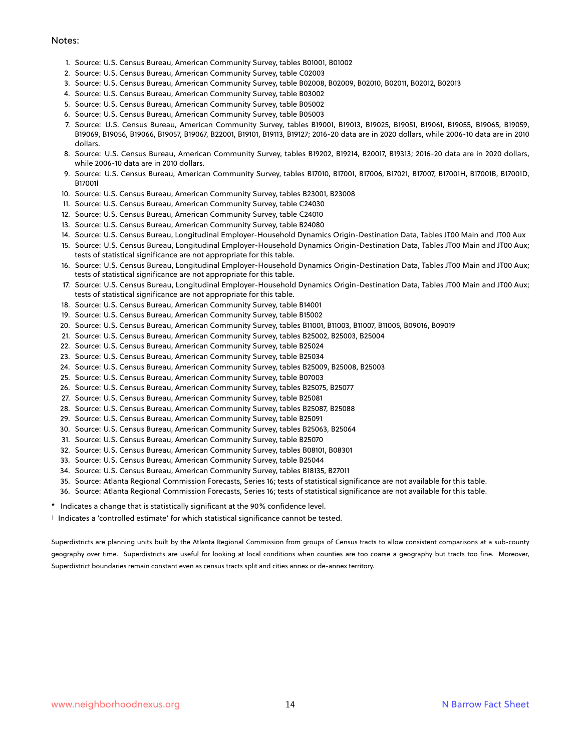Notes:

1. Source: U.S. Census Bureau, American Community Survey, tables B01001, B01002
2. Source: U.S. Census Bureau, American Community Survey, table C02003
3. Source: U.S. Census Bureau, American Community Survey, table B02008, B02009, B02010, B02011, B02012, B02013
4. Source: U.S. Census Bureau, American Community Survey, table B03002
5. Source: U.S. Census Bureau, American Community Survey, table B05002
6. Source: U.S. Census Bureau, American Community Survey, table B05003
7. Source: U.S. Census Bureau, American Community Survey, tables B19001, B19013, B19025, B19051, B19061, B19055, B19065, B19059, B19069, B19056, B19066, B19057, B19067, B22001, B19101, B19113, B19127; 2016-20 data are in 2020 dollars, while 2006-10 data are in 2010 dollars.
8. Source: U.S. Census Bureau, American Community Survey, tables B19202, B19214, B20017, B19313; 2016-20 data are in 2020 dollars, while 2006-10 data are in 2010 dollars.
9. Source: U.S. Census Bureau, American Community Survey, tables B17010, B17001, B17006, B17021, B17007, B17001H, B17001B, B17001D, B17001I
10. Source: U.S. Census Bureau, American Community Survey, tables B23001, B23008
11. Source: U.S. Census Bureau, American Community Survey, table C24030
12. Source: U.S. Census Bureau, American Community Survey, table C24010
13. Source: U.S. Census Bureau, American Community Survey, table B24080
14. Source: U.S. Census Bureau, Longitudinal Employer-Household Dynamics Origin-Destination Data, Tables JT00 Main and JT00 Aux
15. Source: U.S. Census Bureau, Longitudinal Employer-Household Dynamics Origin-Destination Data, Tables JT00 Main and JT00 Aux; tests of statistical significance are not appropriate for this table.
16. Source: U.S. Census Bureau, Longitudinal Employer-Household Dynamics Origin-Destination Data, Tables JT00 Main and JT00 Aux; tests of statistical significance are not appropriate for this table.
17. Source: U.S. Census Bureau, Longitudinal Employer-Household Dynamics Origin-Destination Data, Tables JT00 Main and JT00 Aux; tests of statistical significance are not appropriate for this table.
18. Source: U.S. Census Bureau, American Community Survey, table B14001
19. Source: U.S. Census Bureau, American Community Survey, table B15002
20. Source: U.S. Census Bureau, American Community Survey, tables B11001, B11003, B11007, B11005, B09016, B09019
21. Source: U.S. Census Bureau, American Community Survey, tables B25002, B25003, B25004
22. Source: U.S. Census Bureau, American Community Survey, table B25024
23. Source: U.S. Census Bureau, American Community Survey, table B25034
24. Source: U.S. Census Bureau, American Community Survey, tables B25009, B25008, B25003
25. Source: U.S. Census Bureau, American Community Survey, table B07003
26. Source: U.S. Census Bureau, American Community Survey, tables B25075, B25077
27. Source: U.S. Census Bureau, American Community Survey, table B25081
28. Source: U.S. Census Bureau, American Community Survey, tables B25087, B25088
29. Source: U.S. Census Bureau, American Community Survey, table B25091
30. Source: U.S. Census Bureau, American Community Survey, tables B25063, B25064
31. Source: U.S. Census Bureau, American Community Survey, table B25070
32. Source: U.S. Census Bureau, American Community Survey, tables B08101, B08301
33. Source: U.S. Census Bureau, American Community Survey, table B25044
34. Source: U.S. Census Bureau, American Community Survey, tables B18135, B27011
35. Source: Atlanta Regional Commission Forecasts, Series 16; tests of statistical significance are not available for this table.
36. Source: Atlanta Regional Commission Forecasts, Series 16; tests of statistical significance are not available for this table.

\* Indicates a change that is statistically significant at the 90% confidence level.

† Indicates a 'controlled estimate' for which statistical significance cannot be tested.

Superdistricts are planning units built by the Atlanta Regional Commission from groups of Census tracts to allow consistent comparisons at a sub-county geography over time. Superdistricts are useful for looking at local conditions when counties are too coarse a geography but tracts too fine. Moreover, Superdistrict boundaries remain constant even as census tracts split and cities annex or de-annex territory.